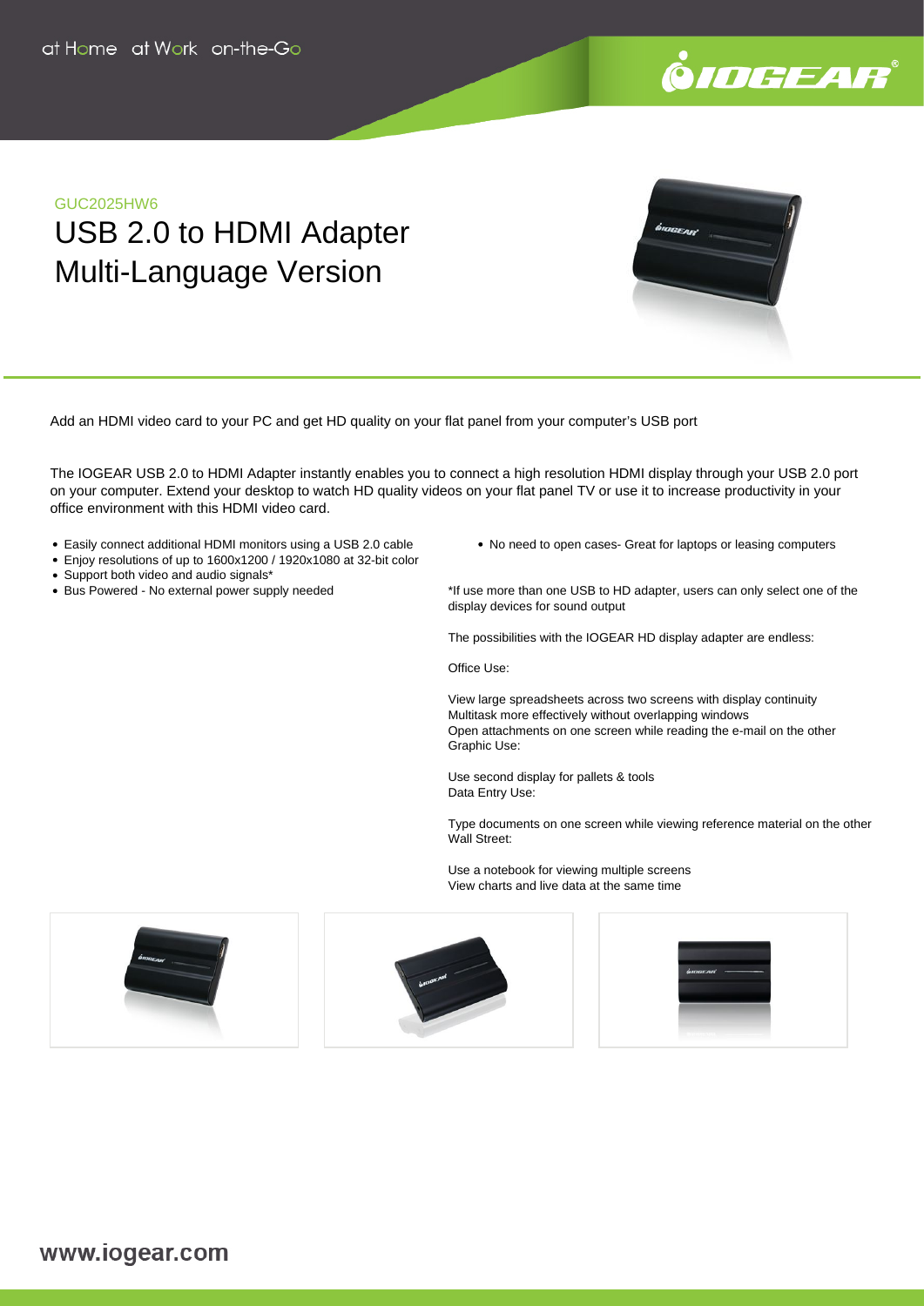at Home at Work on-the-Go

GUC2025HW6

# USB 2.0 to HDMI Adapter Multi-Language Version

Add an HDMI video card to your PC and get HD quality on your flat panel from your computer's USB port

The IOGEAR USB 2.0 to HDMI Adapter instantly enables you to connect a high resolution HDMI display through your USB 2.0 port on your computer. Extend your desktop to watch HD quality videos on your flat panel TV or use it to increase productivity in your office environment with this HDMI video card.

- Easily connect additional HDMI monitors using a USB 2.0 cable
- Enjoy resolutions of up to 1600x1200 / 1920x1080 at 32-bit color
- Support both video and audio signals*
- Bus Powered - No external power supply needed
- No need to open cases- Great for laptops or leasing computers

*If use more than one USB to HD adapter, users can only select one of the display devices for sound output

The possibilities with the IOGEAR HD display adapter are endless:

Office Use:

View large spreadsheets across two screens with display continuity
Multitask more effectively without overlapping windows
Open attachments on one screen while reading the e-mail on the other
Graphic Use:

Use second display for pallets & tools
Data Entry Use:

Type documents on one screen while viewing reference material on the other
Wall Street:

Use a notebook for viewing multiple screens
View charts and live data at the same time

www.iogear.com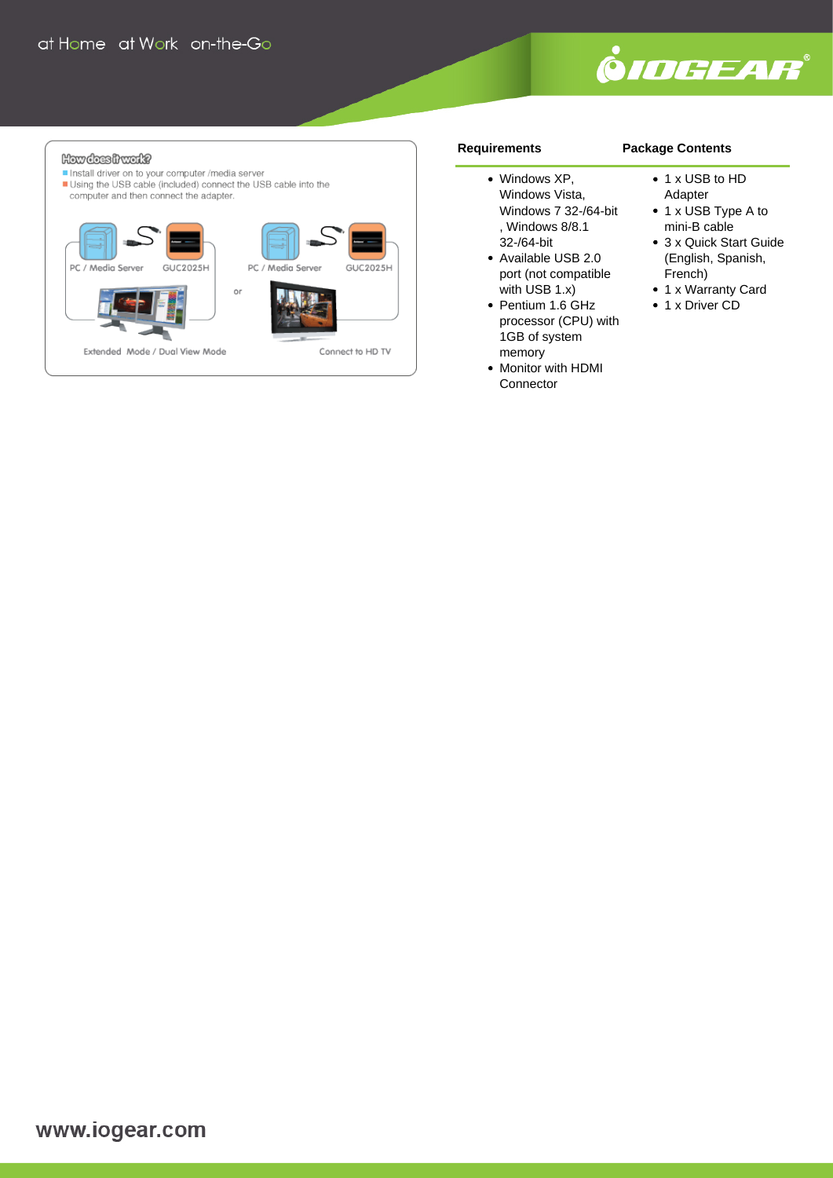## How does it work?

- Install driver on to your computer /media server
- Using the USB cable (included) connect the USB cable into the computer and then connect the adapter.

PC / Media Server — GUC2025H — Extended Mode / Dual View Mode

or

PC / Media Server — GUC2025H — Connect to HD TV

### Requirements

- Windows XP, Windows Vista, Windows 7 32-/64-bit , Windows 8/8.1 32-/64-bit
- Available USB 2.0 port (not compatible with USB 1.x)
- Pentium 1.6 GHz processor (CPU) with 1GB of system memory
- Monitor with HDMI Connector

### Package Contents

- 1 x USB to HD Adapter
- 1 x USB Type A to mini-B cable
- 3 x Quick Start Guide (English, Spanish, French)
- 1 x Warranty Card
- 1 x Driver CD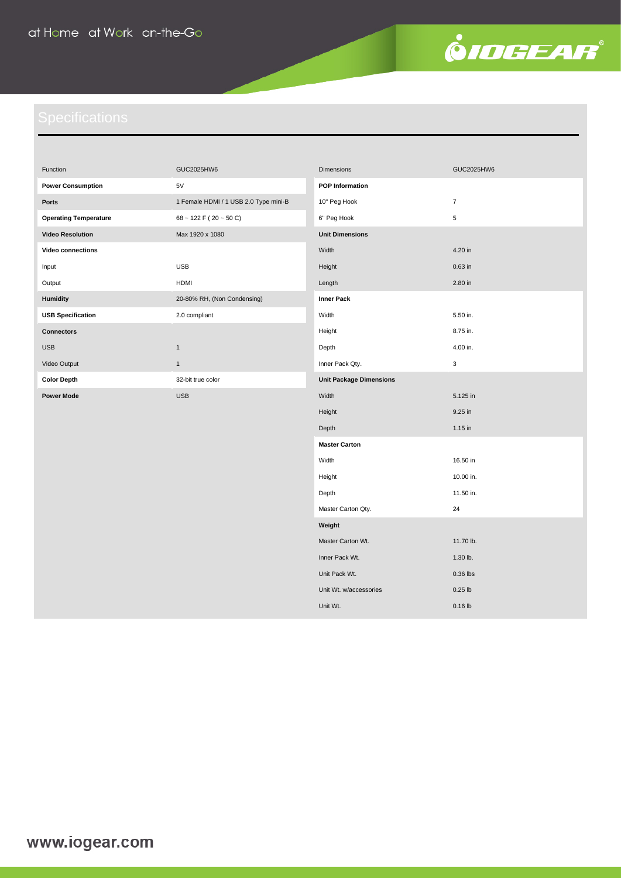## Specifications

| Function | GUC2025HW6 |
|---|---|
| **Power Consumption** | 5V |
| **Ports** | 1 Female HDMI / 1 USB 2.0 Type mini-B |
| **Operating Temperature** | 68 ~ 122 F ( 20 ~ 50 C) |
| **Video Resolution** | Max 1920 x 1080 |
| **Video connections** | |
| Input | USB |
| Output | HDMI |
| **Humidity** | 20-80% RH, (Non Condensing) |
| **USB Specification** | 2.0 compliant |
| **Connectors** | |
| USB | 1 |
| Video Output | 1 |
| **Color Depth** | 32-bit true color |
| **Power Mode** | USB |

| Dimensions | GUC2025HW6 |
|---|---|
| **POP Information** | |
| 10" Peg Hook | 7 |
| 6" Peg Hook | 5 |
| **Unit Dimensions** | |
| Width | 4.20 in |
| Height | 0.63 in |
| Length | 2.80 in |
| **Inner Pack** | |
| Width | 5.50 in. |
| Height | 8.75 in. |
| Depth | 4.00 in. |
| Inner Pack Qty. | 3 |
| **Unit Package Dimensions** | |
| Width | 5.125 in |
| Height | 9.25 in |
| Depth | 1.15 in |
| **Master Carton** | |
| Width | 16.50 in |
| Height | 10.00 in. |
| Depth | 11.50 in. |
| Master Carton Qty. | 24 |
| **Weight** | |
| Master Carton Wt. | 11.70 lb. |
| Inner Pack Wt. | 1.30 lb. |
| Unit Pack Wt. | 0.36 lbs |
| Unit Wt. w/accessories | 0.25 lb |
| Unit Wt. | 0.16 lb |